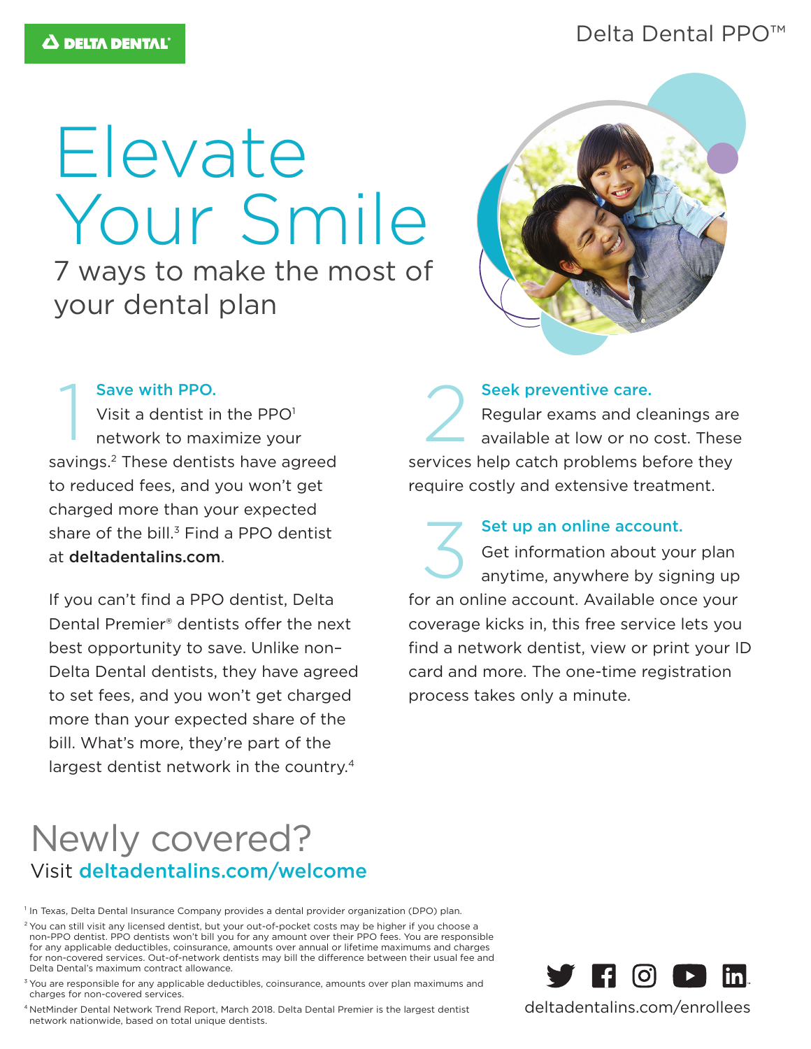DELTA DENTAL

Delta Dental PPO™

# Elevate Your Smile

## 7 ways to make the most of your dental plan

### 1 Save with PPO.

Visit a dentist in the PPO[1] network to maximize your savings.[2] These dentists have agreed to reduced fees, and you won't get charged more than your expected share of the bill.[3] Find a PPO dentist at **deltadentalins.com**.

If you can't find a PPO dentist, Delta Dental Premier® dentists offer the next best opportunity to save. Unlike non–Delta Dental dentists, they have agreed to set fees, and you won't get charged more than your expected share of the bill. What's more, they're part of the largest dentist network in the country.[4]

### 2 Seek preventive care.

Regular exams and cleanings are available at low or no cost. These services help catch problems before they require costly and extensive treatment.

### 3 Set up an online account.

Get information about your plan anytime, anywhere by signing up for an online account. Available once your coverage kicks in, this free service lets you find a network dentist, view or print your ID card and more. The one-time registration process takes only a minute.

## Newly covered?

Visit **deltadentalins.com/welcome**

[1] In Texas, Delta Dental Insurance Company provides a dental provider organization (DPO) plan.

[2] You can still visit any licensed dentist, but your out-of-pocket costs may be higher if you choose a non-PPO dentist. PPO dentists won't bill you for any amount over their PPO fees. You are responsible for any applicable deductibles, coinsurance, amounts over annual or lifetime maximums and charges for non-covered services. Out-of-network dentists may bill the difference between their usual fee and Delta Dental's maximum contract allowance.

[3] You are responsible for any applicable deductibles, coinsurance, amounts over plan maximums and charges for non-covered services.

[4] NetMinder Dental Network Trend Report, March 2018. Delta Dental Premier is the largest dentist network nationwide, based on total unique dentists.

deltadentalins.com/enrollees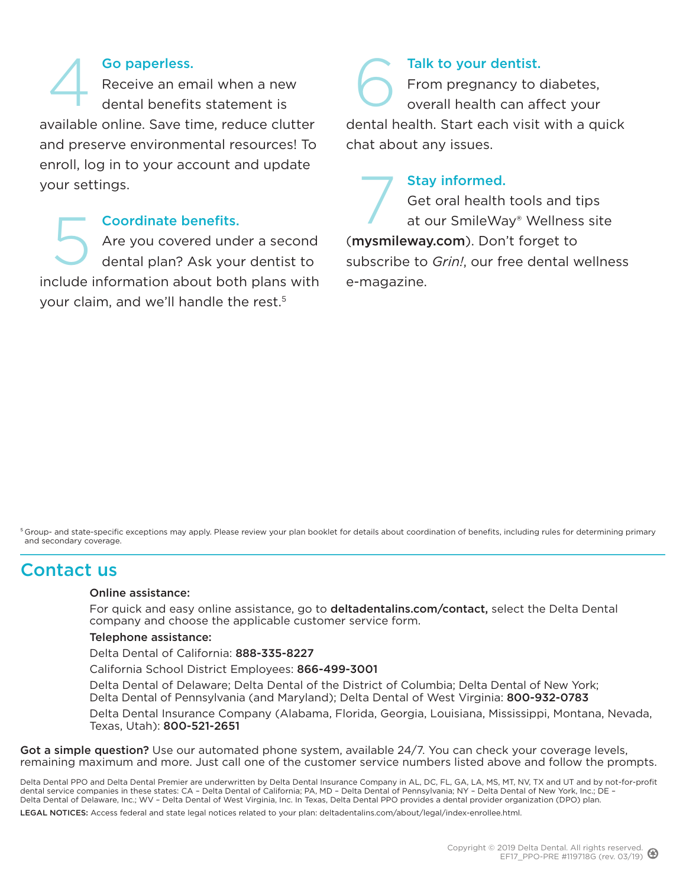## 4 Go paperless.

Receive an email when a new dental benefits statement is available online. Save time, reduce clutter and preserve environmental resources! To enroll, log in to your account and update your settings.

## 5 Coordinate benefits.

Are you covered under a second dental plan? Ask your dentist to include information about both plans with your claim, and we'll handle the rest.[5]

## 6 Talk to your dentist.

From pregnancy to diabetes, overall health can affect your dental health. Start each visit with a quick chat about any issues.

## 7 Stay informed.

Get oral health tools and tips at our SmileWay® Wellness site (**mysmileway.com**). Don't forget to subscribe to *Grin!*, our free dental wellness e-magazine.

[5] Group- and state-specific exceptions may apply. Please review your plan booklet for details about coordination of benefits, including rules for determining primary and secondary coverage.

# Contact us

**Online assistance:**

For quick and easy online assistance, go to **deltadentalins.com/contact,** select the Delta Dental company and choose the applicable customer service form.

**Telephone assistance:**

Delta Dental of California: **888-335-8227**

California School District Employees: **866-499-3001**

Delta Dental of Delaware; Delta Dental of the District of Columbia; Delta Dental of New York; Delta Dental of Pennsylvania (and Maryland); Delta Dental of West Virginia: **800-932-0783**

Delta Dental Insurance Company (Alabama, Florida, Georgia, Louisiana, Mississippi, Montana, Nevada, Texas, Utah): **800-521-2651**

**Got a simple question?** Use our automated phone system, available 24/7. You can check your coverage levels, remaining maximum and more. Just call one of the customer service numbers listed above and follow the prompts.

Delta Dental PPO and Delta Dental Premier are underwritten by Delta Dental Insurance Company in AL, DC, FL, GA, LA, MS, MT, NV, TX and UT and by not-for-profit dental service companies in these states: CA – Delta Dental of California; PA, MD – Delta Dental of Pennsylvania; NY – Delta Dental of New York, Inc.; DE – Delta Dental of Delaware, Inc.; WV – Delta Dental of West Virginia, Inc. In Texas, Delta Dental PPO provides a dental provider organization (DPO) plan.

**LEGAL NOTICES:** Access federal and state legal notices related to your plan: deltadentalins.com/about/legal/index-enrollee.html.

Copyright © 2019 Delta Dental. All rights reserved.
EF17_PPO-PRE #119718G (rev. 03/19)